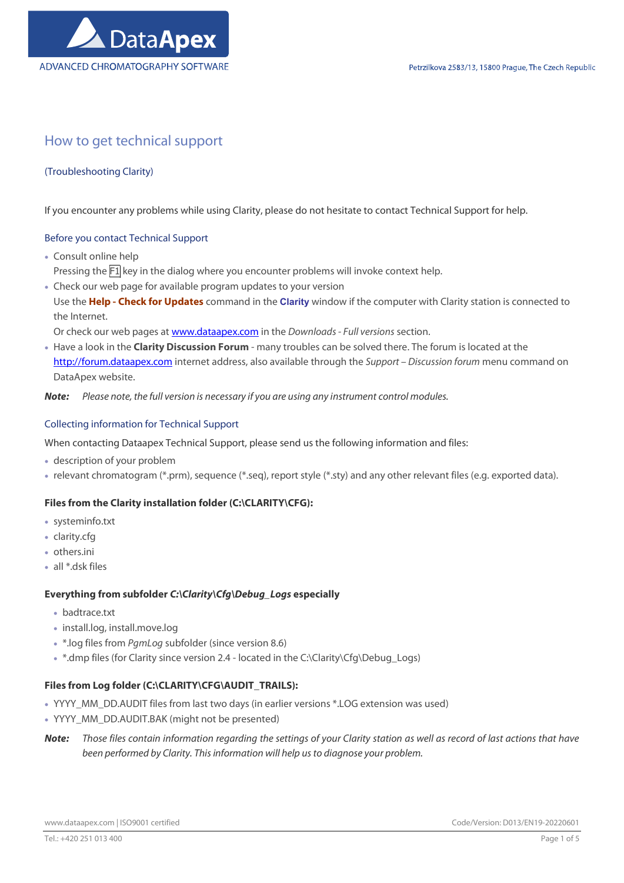# How to get technical support

## (Troubleshooting Clarity)

If you encounter any problems while using Clarity, please do not hesitate to contact Technical Support for help.

### Before you contact Technical Support

- Consult online help
  Pressing the F1 key in the dialog where you encounter problems will invoke context help.
- Check our web page for available program updates to your version
  Use the **Help - Check for Updates** command in the **Clarity** window if the computer with Clarity station is connected to the Internet.
  Or check our web pages at www.dataapex.com in the *Downloads - Full versions* section.
- Have a look in the **Clarity Discussion Forum** - many troubles can be solved there. The forum is located at the http://forum.dataapex.com internet address, also available through the *Support – Discussion forum* menu command on DataApex website.

***Note:*** *Please note, the full version is necessary if you are using any instrument control modules.*

### Collecting information for Technical Support

When contacting Dataapex Technical Support, please send us the following information and files:

- description of your problem
- relevant chromatogram (*.prm), sequence (*.seq), report style (*.sty) and any other relevant files (e.g. exported data).

**Files from the Clarity installation folder (C:\CLARITY\CFG):**

- systeminfo.txt
- clarity.cfg
- others.ini
- all *.dsk files

**Everything from subfolder *C:\Clarity\Cfg\Debug_Logs* especially**

- badtrace.txt
- install.log, install.move.log
- *.log files from *PgmLog* subfolder (since version 8.6)
- *.dmp files (for Clarity since version 2.4 - located in the C:\Clarity\Cfg\Debug_Logs)

**Files from Log folder (C:\CLARITY\CFG\AUDIT_TRAILS):**

- YYYY_MM_DD.AUDIT files from last two days (in earlier versions *.LOG extension was used)
- YYYY_MM_DD.AUDIT.BAK (might not be presented)

***Note:*** *Those files contain information regarding the settings of your Clarity station as well as record of last actions that have been performed by Clarity. This information will help us to diagnose your problem.*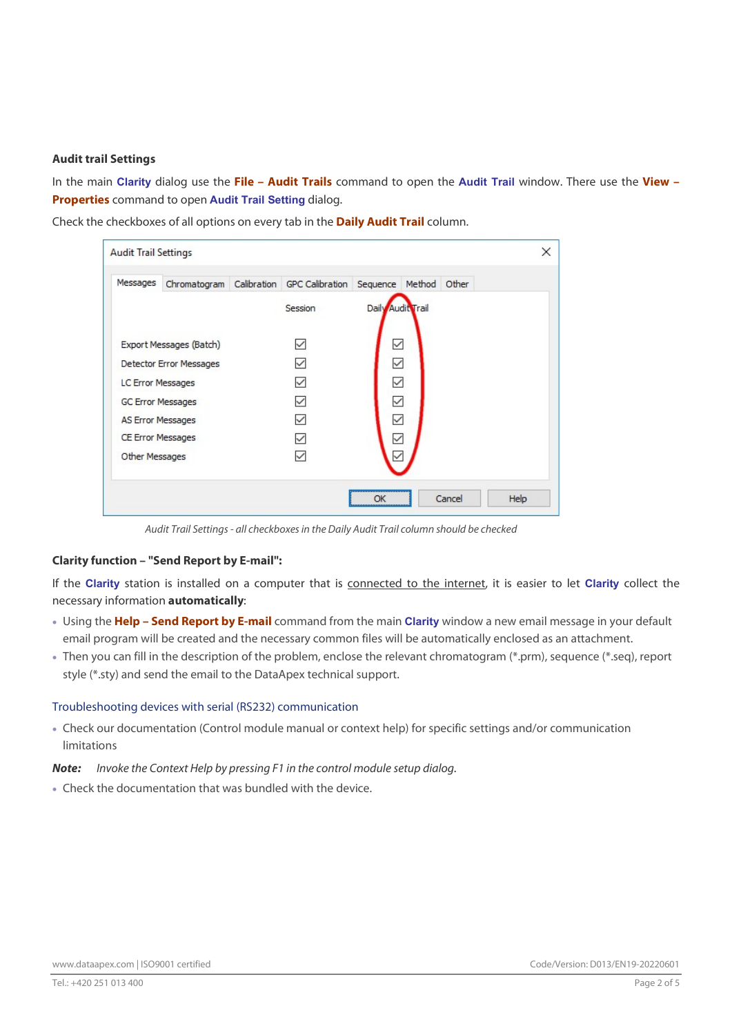### Audit trail Settings

In the main **Clarity** dialog use the **File – Audit Trails** command to open the **Audit Trail** window. There use the **View – Properties** command to open **Audit Trail Setting** dialog.

Check the checkboxes of all options on every tab in the **Daily Audit Trail** column.

*Audit Trail Settings - all checkboxes in the Daily Audit Trail column should be checked*

### Clarity function – "Send Report by E-mail":

If the **Clarity** station is installed on a computer that is connected to the internet, it is easier to let **Clarity** collect the necessary information **automatically**:

- Using the **Help – Send Report by E-mail** command from the main **Clarity** window a new email message in your default email program will be created and the necessary common files will be automatically enclosed as an attachment.
- Then you can fill in the description of the problem, enclose the relevant chromatogram (*.prm), sequence (*.seq), report style (*.sty) and send the email to the DataApex technical support.

### Troubleshooting devices with serial (RS232) communication

- Check our documentation (Control module manual or context help) for specific settings and/or communication limitations

***Note:*** *Invoke the Context Help by pressing F1 in the control module setup dialog.*

- Check the documentation that was bundled with the device.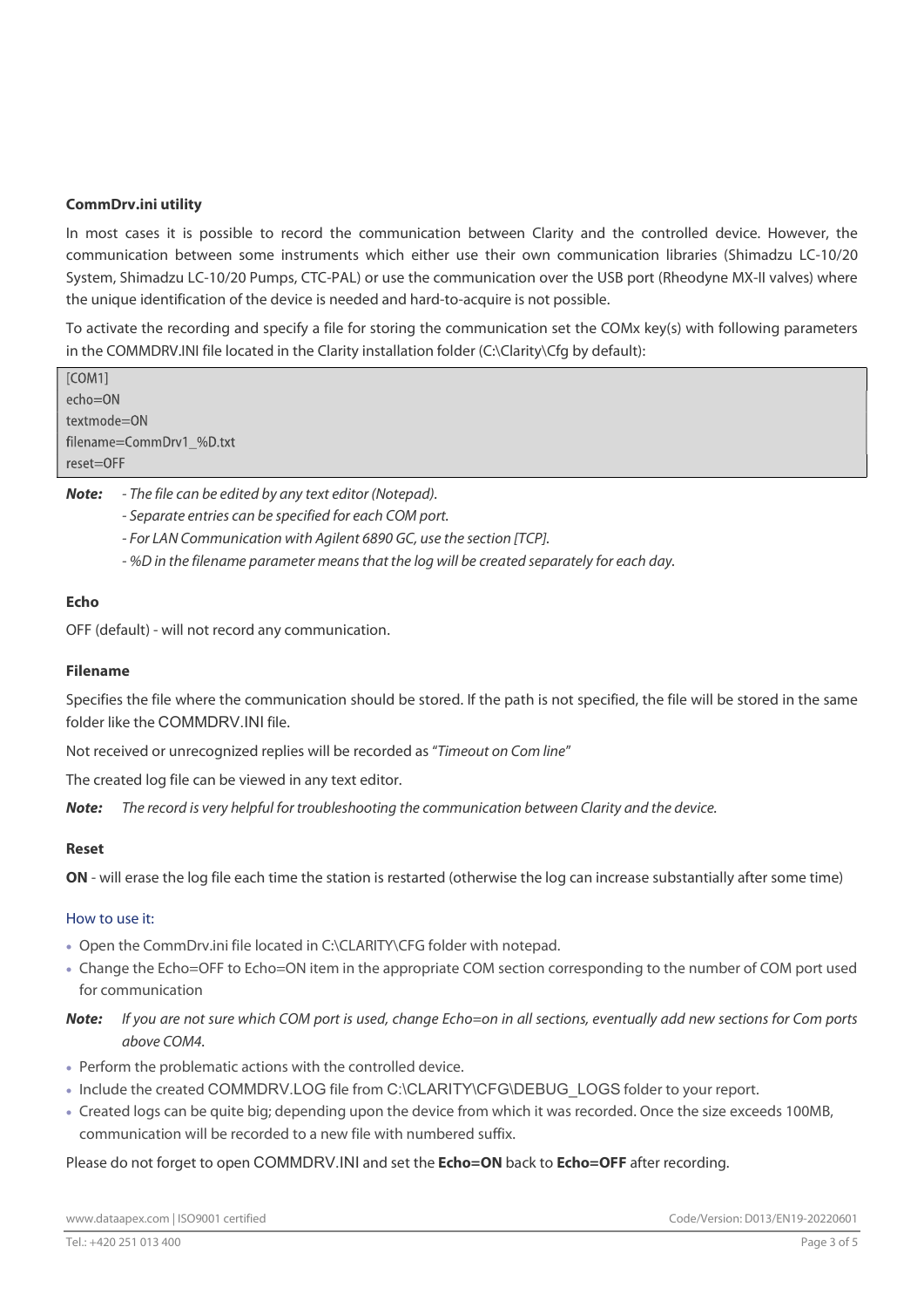### CommDrv.ini utility

In most cases it is possible to record the communication between Clarity and the controlled device. However, the communication between some instruments which either use their own communication libraries (Shimadzu LC-10/20 System, Shimadzu LC-10/20 Pumps, CTC-PAL) or use the communication over the USB port (Rheodyne MX-II valves) where the unique identification of the device is needed and hard-to-acquire is not possible.

To activate the recording and specify a file for storing the communication set the COMx key(s) with following parameters in the COMMDRV.INI file located in the Clarity installation folder (C:\Clarity\Cfg by default):

```
[COM1]
echo=ON
textmode=ON
filename=CommDrv1_%D.txt
reset=OFF
```

***Note:*** *- The file can be edited by any text editor (Notepad).*
*- Separate entries can be specified for each COM port.*
*- For LAN Communication with Agilent 6890 GC, use the section [TCP].*
*- %D in the filename parameter means that the log will be created separately for each day.*

#### Echo

OFF (default) - will not record any communication.

#### Filename

Specifies the file where the communication should be stored. If the path is not specified, the file will be stored in the same folder like the COMMDRV.INI file.

Not received or unrecognized replies will be recorded as "*Timeout on Com line*"

The created log file can be viewed in any text editor.

***Note:*** *The record is very helpful for troubleshooting the communication between Clarity and the device.*

#### Reset

**ON** - will erase the log file each time the station is restarted (otherwise the log can increase substantially after some time)

How to use it:

- Open the CommDrv.ini file located in C:\CLARITY\CFG folder with notepad.
- Change the Echo=OFF to Echo=ON item in the appropriate COM section corresponding to the number of COM port used for communication

***Note:*** *If you are not sure which COM port is used, change Echo=on in all sections, eventually add new sections for Com ports above COM4.*

- Perform the problematic actions with the controlled device.
- Include the created COMMDRV.LOG file from C:\CLARITY\CFG\DEBUG_LOGS folder to your report.
- Created logs can be quite big; depending upon the device from which it was recorded. Once the size exceeds 100MB, communication will be recorded to a new file with numbered suffix.

Please do not forget to open COMMDRV.INI and set the **Echo=ON** back to **Echo=OFF** after recording.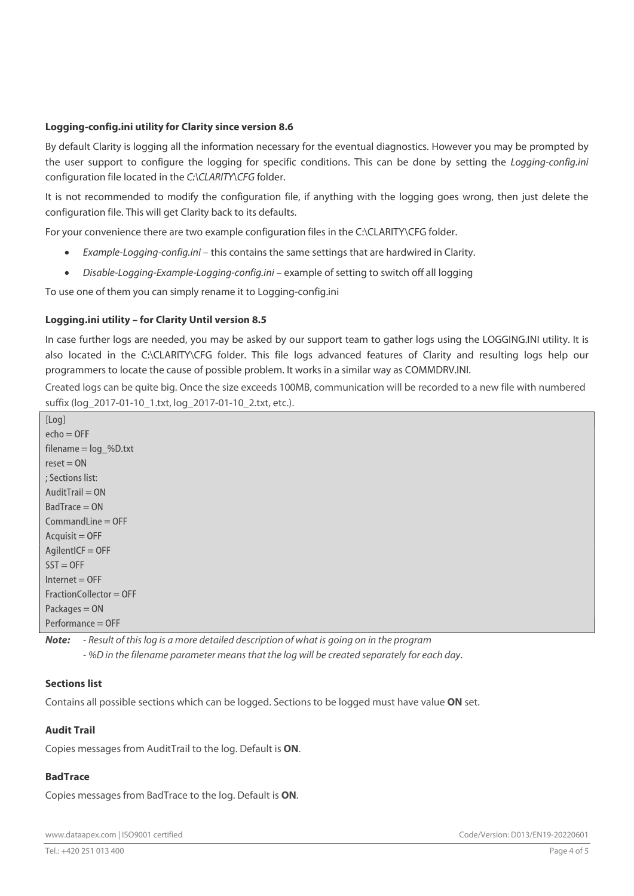**Logging-config.ini utility for Clarity since version 8.6**

By default Clarity is logging all the information necessary for the eventual diagnostics. However you may be prompted by the user support to configure the logging for specific conditions. This can be done by setting the *Logging-config.ini* configuration file located in the *C:\CLARITY\CFG* folder.

It is not recommended to modify the configuration file, if anything with the logging goes wrong, then just delete the configuration file. This will get Clarity back to its defaults.

For your convenience there are two example configuration files in the C:\CLARITY\CFG folder.

- *Example-Logging-config.ini* – this contains the same settings that are hardwired in Clarity.
- *Disable-Logging-Example-Logging-config.ini* – example of setting to switch off all logging

To use one of them you can simply rename it to Logging-config.ini

**Logging.ini utility – for Clarity Until version 8.5**

In case further logs are needed, you may be asked by our support team to gather logs using the LOGGING.INI utility. It is also located in the C:\CLARITY\CFG folder. This file logs advanced features of Clarity and resulting logs help our programmers to locate the cause of possible problem. It works in a similar way as COMMDRV.INI.

Created logs can be quite big. Once the size exceeds 100MB, communication will be recorded to a new file with numbered suffix (log_2017-01-10_1.txt, log_2017-01-10_2.txt, etc.).

```
[Log]
echo = OFF
filename = log_%D.txt
reset = ON
; Sections list:
AuditTrail = ON
BadTrace = ON
CommandLine = OFF
Acquisit = OFF
AgilentICF = OFF
SST = OFF
Internet = OFF
FractionCollector = OFF
Packages = ON
Performance = OFF
```

***Note:*** *- Result of this log is a more detailed description of what is going on in the program*
*- %D in the filename parameter means that the log will be created separately for each day*.

**Sections list**

Contains all possible sections which can be logged. Sections to be logged must have value **ON** set.

**Audit Trail**

Copies messages from AuditTrail to the log. Default is **ON**.

**BadTrace**

Copies messages from BadTrace to the log. Default is **ON**.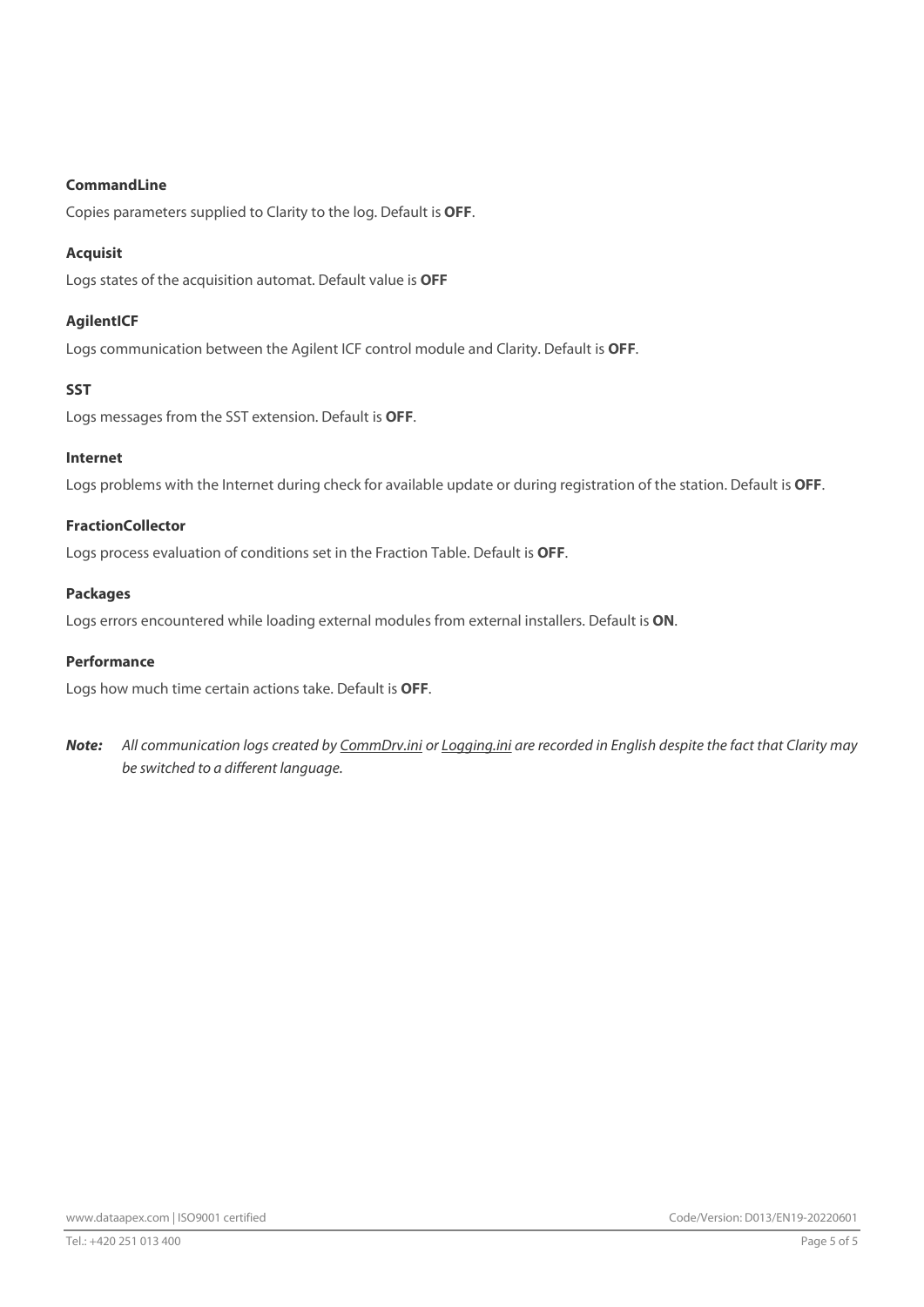**CommandLine**

Copies parameters supplied to Clarity to the log. Default is **OFF**.

**Acquisit**

Logs states of the acquisition automat. Default value is **OFF**

**AgilentICF**

Logs communication between the Agilent ICF control module and Clarity. Default is **OFF**.

**SST**

Logs messages from the SST extension. Default is **OFF**.

**Internet**

Logs problems with the Internet during check for available update or during registration of the station. Default is **OFF**.

**FractionCollector**

Logs process evaluation of conditions set in the Fraction Table. Default is **OFF**.

**Packages**

Logs errors encountered while loading external modules from external installers. Default is **ON**.

**Performance**

Logs how much time certain actions take. Default is **OFF**.

***Note:*** *All communication logs created by CommDrv.ini or Logging.ini are recorded in English despite the fact that Clarity may be switched to a different language.*